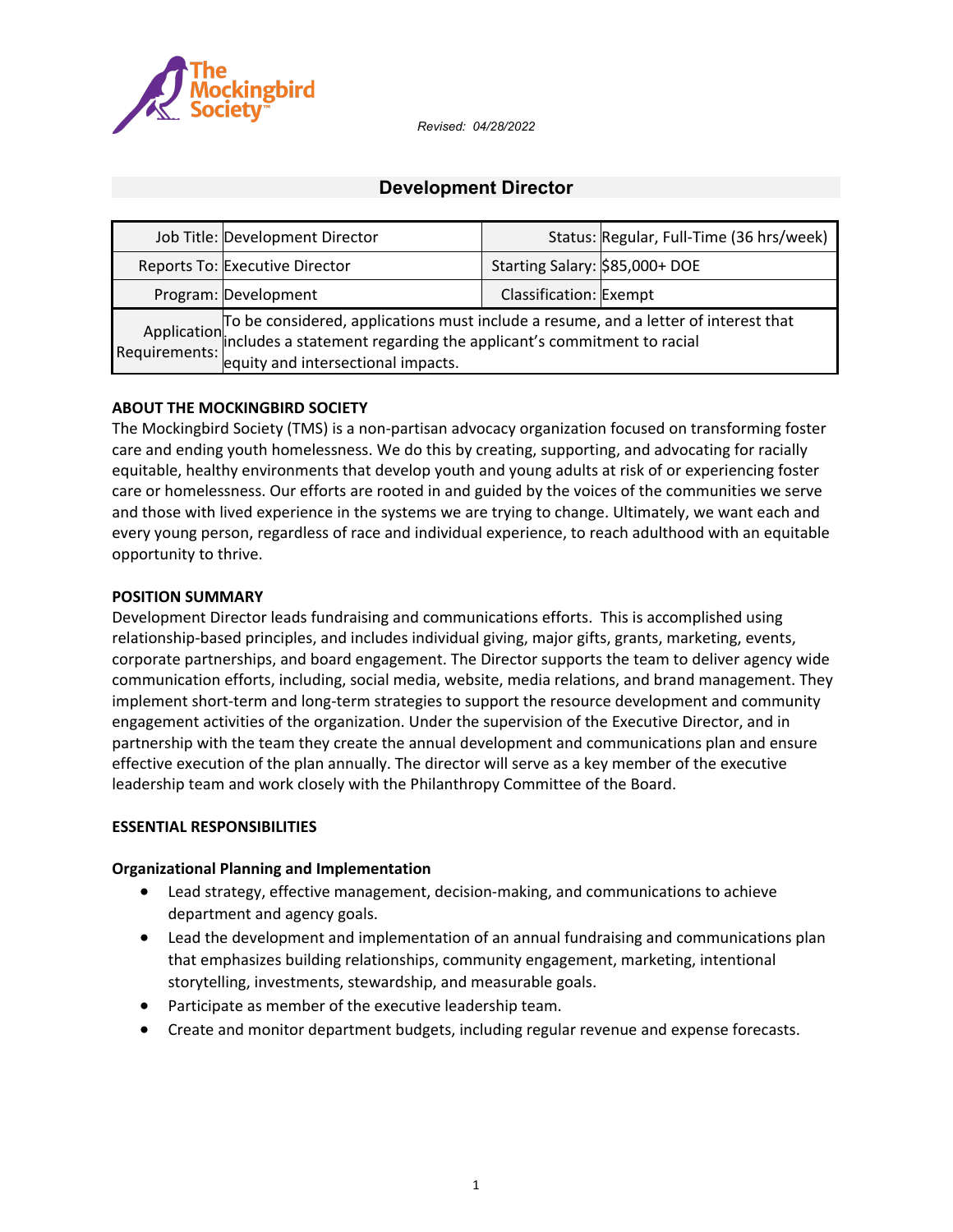*Revised: 04/28/2022*

# Development Director

| Job Title: | Development Director | Status: | Regular, Full-Time (36 hrs/week) |
|---|---|---|---|
| Reports To: | Executive Director | Starting Salary: | $85,000+ DOE |
| Program: | Development | Classification: | Exempt |
| Application Requirements: | To be considered, applications must include a resume, and a letter of interest that includes a statement regarding the applicant's commitment to racial equity and intersectional impacts. | | |

**ABOUT THE MOCKINGBIRD SOCIETY**

The Mockingbird Society (TMS) is a non-partisan advocacy organization focused on transforming foster care and ending youth homelessness. We do this by creating, supporting, and advocating for racially equitable, healthy environments that develop youth and young adults at risk of or experiencing foster care or homelessness. Our efforts are rooted in and guided by the voices of the communities we serve and those with lived experience in the systems we are trying to change. Ultimately, we want each and every young person, regardless of race and individual experience, to reach adulthood with an equitable opportunity to thrive.

**POSITION SUMMARY**

Development Director leads fundraising and communications efforts. This is accomplished using relationship-based principles, and includes individual giving, major gifts, grants, marketing, events, corporate partnerships, and board engagement. The Director supports the team to deliver agency wide communication efforts, including, social media, website, media relations, and brand management. They implement short-term and long-term strategies to support the resource development and community engagement activities of the organization. Under the supervision of the Executive Director, and in partnership with the team they create the annual development and communications plan and ensure effective execution of the plan annually. The director will serve as a key member of the executive leadership team and work closely with the Philanthropy Committee of the Board.

**ESSENTIAL RESPONSIBILITIES**

**Organizational Planning and Implementation**

- Lead strategy, effective management, decision-making, and communications to achieve department and agency goals.
- Lead the development and implementation of an annual fundraising and communications plan that emphasizes building relationships, community engagement, marketing, intentional storytelling, investments, stewardship, and measurable goals.
- Participate as member of the executive leadership team.
- Create and monitor department budgets, including regular revenue and expense forecasts.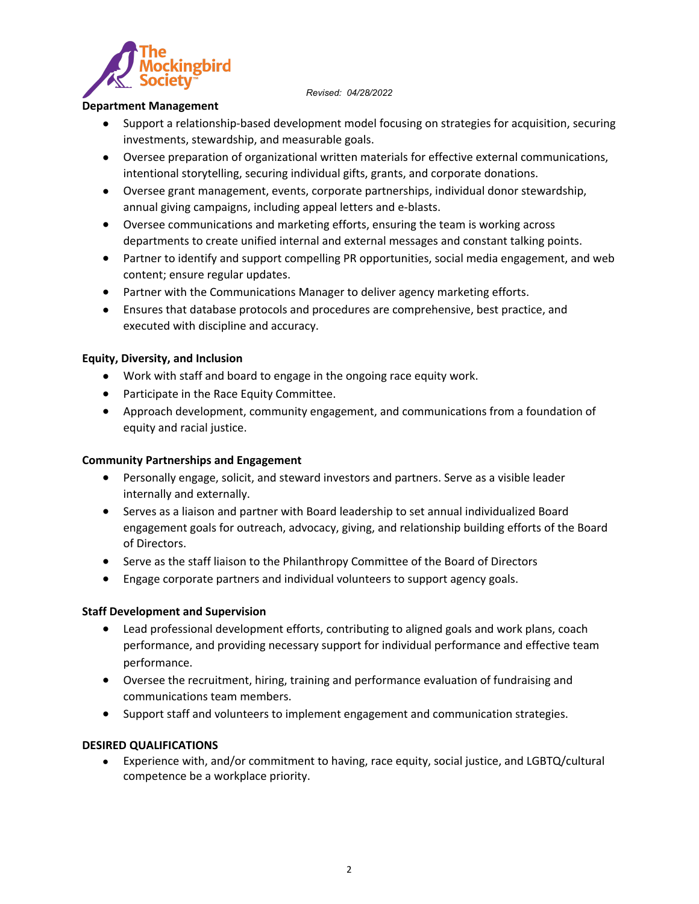*Revised: 04/28/2022*

**Department Management**

- Support a relationship-based development model focusing on strategies for acquisition, securing investments, stewardship, and measurable goals.
- Oversee preparation of organizational written materials for effective external communications, intentional storytelling, securing individual gifts, grants, and corporate donations.
- Oversee grant management, events, corporate partnerships, individual donor stewardship, annual giving campaigns, including appeal letters and e-blasts.
- Oversee communications and marketing efforts, ensuring the team is working across departments to create unified internal and external messages and constant talking points.
- Partner to identify and support compelling PR opportunities, social media engagement, and web content; ensure regular updates.
- Partner with the Communications Manager to deliver agency marketing efforts.
- Ensures that database protocols and procedures are comprehensive, best practice, and executed with discipline and accuracy.

**Equity, Diversity, and Inclusion**

- Work with staff and board to engage in the ongoing race equity work.
- Participate in the Race Equity Committee.
- Approach development, community engagement, and communications from a foundation of equity and racial justice.

**Community Partnerships and Engagement**

- Personally engage, solicit, and steward investors and partners. Serve as a visible leader internally and externally.
- Serves as a liaison and partner with Board leadership to set annual individualized Board engagement goals for outreach, advocacy, giving, and relationship building efforts of the Board of Directors.
- Serve as the staff liaison to the Philanthropy Committee of the Board of Directors
- Engage corporate partners and individual volunteers to support agency goals.

**Staff Development and Supervision**

- Lead professional development efforts, contributing to aligned goals and work plans, coach performance, and providing necessary support for individual performance and effective team performance.
- Oversee the recruitment, hiring, training and performance evaluation of fundraising and communications team members.
- Support staff and volunteers to implement engagement and communication strategies.

**DESIRED QUALIFICATIONS**

- Experience with, and/or commitment to having, race equity, social justice, and LGBTQ/cultural competence be a workplace priority.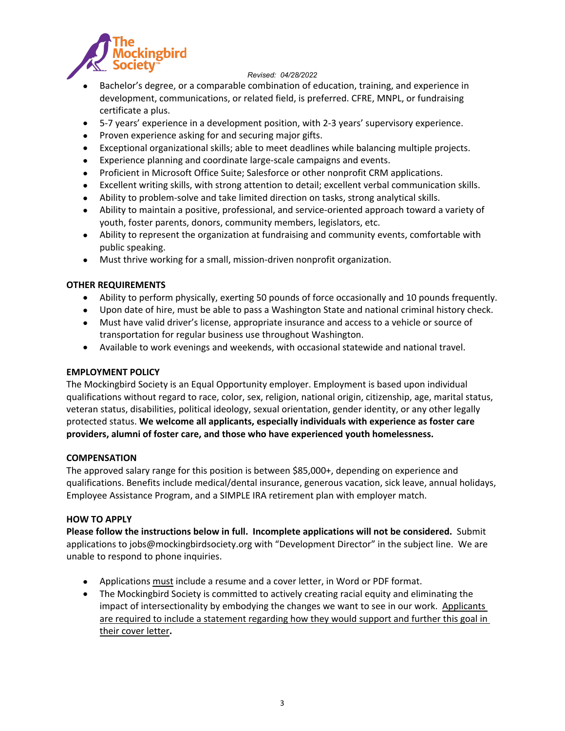*Revised: 04/28/2022*

- Bachelor's degree, or a comparable combination of education, training, and experience in development, communications, or related field, is preferred. CFRE, MNPL, or fundraising certificate a plus.
- 5-7 years' experience in a development position, with 2-3 years' supervisory experience.
- Proven experience asking for and securing major gifts.
- Exceptional organizational skills; able to meet deadlines while balancing multiple projects.
- Experience planning and coordinate large-scale campaigns and events.
- Proficient in Microsoft Office Suite; Salesforce or other nonprofit CRM applications.
- Excellent writing skills, with strong attention to detail; excellent verbal communication skills.
- Ability to problem-solve and take limited direction on tasks, strong analytical skills.
- Ability to maintain a positive, professional, and service-oriented approach toward a variety of youth, foster parents, donors, community members, legislators, etc.
- Ability to represent the organization at fundraising and community events, comfortable with public speaking.
- Must thrive working for a small, mission-driven nonprofit organization.

**OTHER REQUIREMENTS**

- Ability to perform physically, exerting 50 pounds of force occasionally and 10 pounds frequently.
- Upon date of hire, must be able to pass a Washington State and national criminal history check.
- Must have valid driver's license, appropriate insurance and access to a vehicle or source of transportation for regular business use throughout Washington.
- Available to work evenings and weekends, with occasional statewide and national travel.

**EMPLOYMENT POLICY**

The Mockingbird Society is an Equal Opportunity employer. Employment is based upon individual qualifications without regard to race, color, sex, religion, national origin, citizenship, age, marital status, veteran status, disabilities, political ideology, sexual orientation, gender identity, or any other legally protected status. **We welcome all applicants, especially individuals with experience as foster care providers, alumni of foster care, and those who have experienced youth homelessness.**

**COMPENSATION**

The approved salary range for this position is between $85,000+, depending on experience and qualifications. Benefits include medical/dental insurance, generous vacation, sick leave, annual holidays, Employee Assistance Program, and a SIMPLE IRA retirement plan with employer match.

**HOW TO APPLY**

**Please follow the instructions below in full. Incomplete applications will not be considered.** Submit applications to jobs@mockingbirdsociety.org with "Development Director" in the subject line. We are unable to respond to phone inquiries.

- Applications must include a resume and a cover letter, in Word or PDF format.
- The Mockingbird Society is committed to actively creating racial equity and eliminating the impact of intersectionality by embodying the changes we want to see in our work. Applicants are required to include a statement regarding how they would support and further this goal in their cover letter**.**